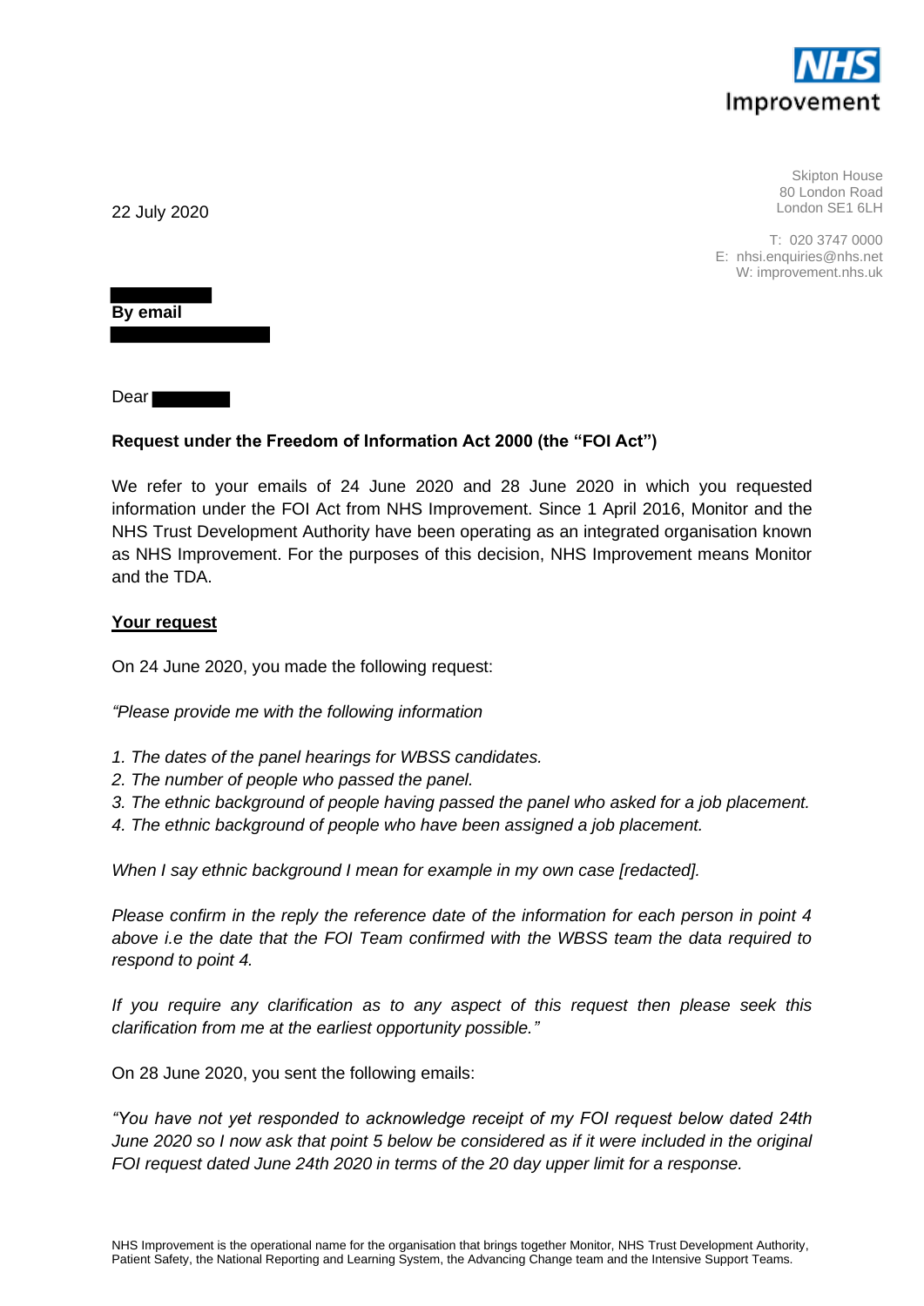NHS Improvement

Skipton House
80 London Road
London SE1 6LH

T: 020 3747 0000
E: nhsi.enquiries@nhs.net
W: improvement.nhs.uk

22 July 2020

**By email**

Dear

**Request under the Freedom of Information Act 2000 (the "FOI Act")**

We refer to your emails of 24 June 2020 and 28 June 2020 in which you requested information under the FOI Act from NHS Improvement. Since 1 April 2016, Monitor and the NHS Trust Development Authority have been operating as an integrated organisation known as NHS Improvement. For the purposes of this decision, NHS Improvement means Monitor and the TDA.

**<u>Your request</u>**

On 24 June 2020, you made the following request:

*"Please provide me with the following information*

*1. The dates of the panel hearings for WBSS candidates.*
*2. The number of people who passed the panel.*
*3. The ethnic background of people having passed the panel who asked for a job placement.*
*4. The ethnic background of people who have been assigned a job placement.*

*When I say ethnic background I mean for example in my own case [redacted].*

*Please confirm in the reply the reference date of the information for each person in point 4 above i.e the date that the FOI Team confirmed with the WBSS team the data required to respond to point 4.*

*If you require any clarification as to any aspect of this request then please seek this clarification from me at the earliest opportunity possible."*

On 28 June 2020, you sent the following emails:

*"You have not yet responded to acknowledge receipt of my FOI request below dated 24th June 2020 so I now ask that point 5 below be considered as if it were included in the original FOI request dated June 24th 2020 in terms of the 20 day upper limit for a response.*

NHS Improvement is the operational name for the organisation that brings together Monitor, NHS Trust Development Authority, Patient Safety, the National Reporting and Learning System, the Advancing Change team and the Intensive Support Teams.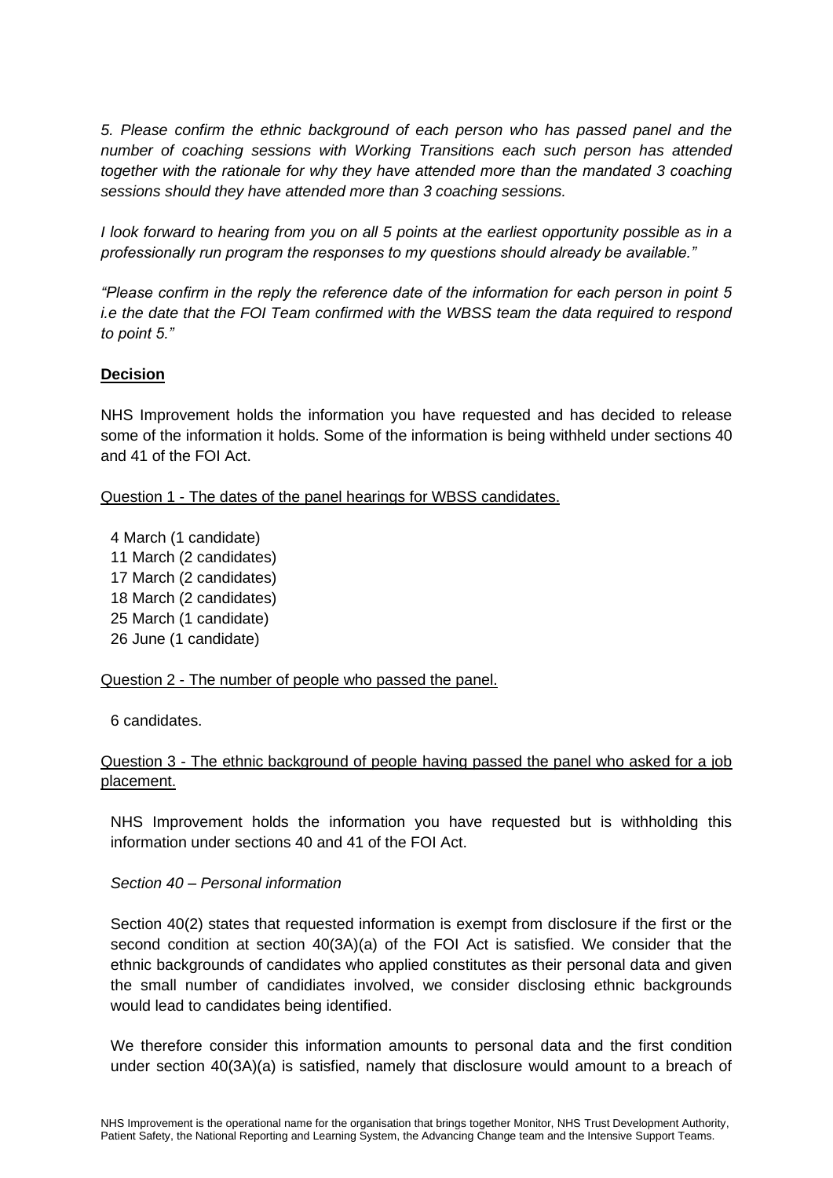*5. Please confirm the ethnic background of each person who has passed panel and the number of coaching sessions with Working Transitions each such person has attended together with the rationale for why they have attended more than the mandated 3 coaching sessions should they have attended more than 3 coaching sessions.*

*I look forward to hearing from you on all 5 points at the earliest opportunity possible as in a professionally run program the responses to my questions should already be available."*

*"Please confirm in the reply the reference date of the information for each person in point 5 i.e the date that the FOI Team confirmed with the WBSS team the data required to respond to point 5."*

**Decision**

NHS Improvement holds the information you have requested and has decided to release some of the information it holds. Some of the information is being withheld under sections 40 and 41 of the FOI Act.

Question 1 - The dates of the panel hearings for WBSS candidates.

4 March (1 candidate)
11 March (2 candidates)
17 March (2 candidates)
18 March (2 candidates)
25 March (1 candidate)
26 June (1 candidate)

Question 2 - The number of people who passed the panel.

6 candidates.

Question 3 - The ethnic background of people having passed the panel who asked for a job placement.

NHS Improvement holds the information you have requested but is withholding this information under sections 40 and 41 of the FOI Act.

*Section 40 – Personal information*

Section 40(2) states that requested information is exempt from disclosure if the first or the second condition at section 40(3A)(a) of the FOI Act is satisfied. We consider that the ethnic backgrounds of candidates who applied constitutes as their personal data and given the small number of candidiates involved, we consider disclosing ethnic backgrounds would lead to candidates being identified.

We therefore consider this information amounts to personal data and the first condition under section 40(3A)(a) is satisfied, namely that disclosure would amount to a breach of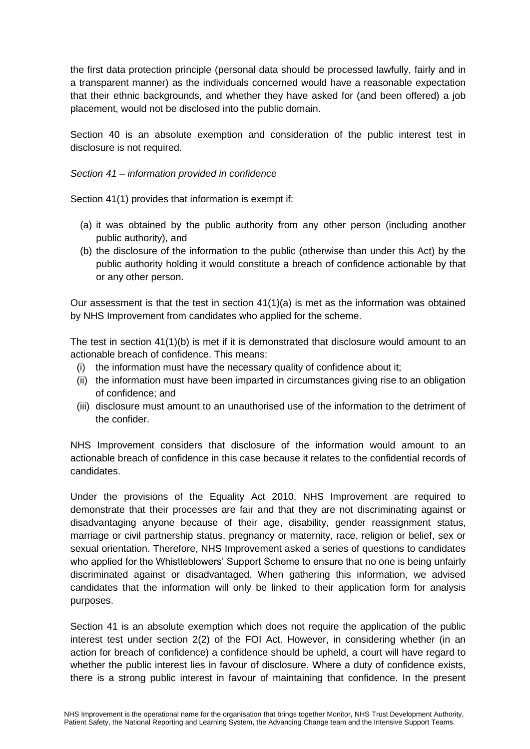the first data protection principle (personal data should be processed lawfully, fairly and in a transparent manner) as the individuals concerned would have a reasonable expectation that their ethnic backgrounds, and whether they have asked for (and been offered) a job placement, would not be disclosed into the public domain.

Section 40 is an absolute exemption and consideration of the public interest test in disclosure is not required.

*Section 41 – information provided in confidence*

Section 41(1) provides that information is exempt if:

(a) it was obtained by the public authority from any other person (including another public authority), and
(b) the disclosure of the information to the public (otherwise than under this Act) by the public authority holding it would constitute a breach of confidence actionable by that or any other person.

Our assessment is that the test in section 41(1)(a) is met as the information was obtained by NHS Improvement from candidates who applied for the scheme.

The test in section 41(1)(b) is met if it is demonstrated that disclosure would amount to an actionable breach of confidence. This means:

(i) the information must have the necessary quality of confidence about it;
(ii) the information must have been imparted in circumstances giving rise to an obligation of confidence; and
(iii) disclosure must amount to an unauthorised use of the information to the detriment of the confider.

NHS Improvement considers that disclosure of the information would amount to an actionable breach of confidence in this case because it relates to the confidential records of candidates.

Under the provisions of the Equality Act 2010, NHS Improvement are required to demonstrate that their processes are fair and that they are not discriminating against or disadvantaging anyone because of their age, disability, gender reassignment status, marriage or civil partnership status, pregnancy or maternity, race, religion or belief, sex or sexual orientation. Therefore, NHS Improvement asked a series of questions to candidates who applied for the Whistleblowers' Support Scheme to ensure that no one is being unfairly discriminated against or disadvantaged. When gathering this information, we advised candidates that the information will only be linked to their application form for analysis purposes.

Section 41 is an absolute exemption which does not require the application of the public interest test under section 2(2) of the FOI Act. However, in considering whether (in an action for breach of confidence) a confidence should be upheld, a court will have regard to whether the public interest lies in favour of disclosure. Where a duty of confidence exists, there is a strong public interest in favour of maintaining that confidence. In the present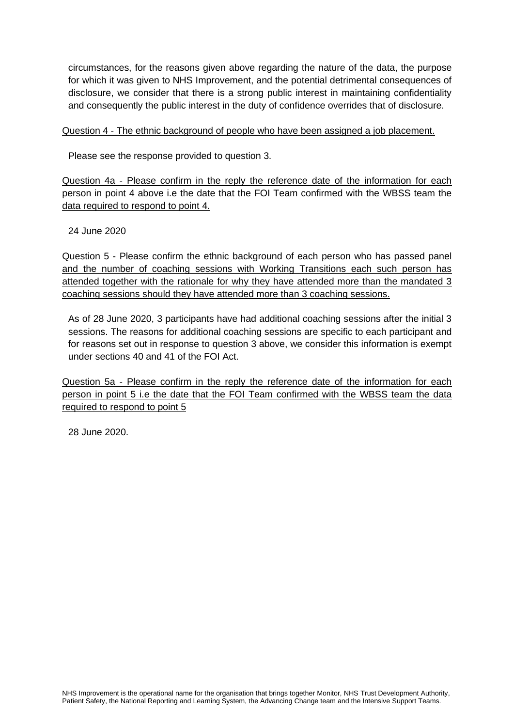circumstances, for the reasons given above regarding the nature of the data, the purpose for which it was given to NHS Improvement, and the potential detrimental consequences of disclosure, we consider that there is a strong public interest in maintaining confidentiality and consequently the public interest in the duty of confidence overrides that of disclosure.

<u>Question 4 - The ethnic background of people who have been assigned a job placement.</u>

Please see the response provided to question 3.

<u>Question 4a - Please confirm in the reply the reference date of the information for each person in point 4 above i.e the date that the FOI Team confirmed with the WBSS team the data required to respond to point 4.</u>

24 June 2020

<u>Question 5 - Please confirm the ethnic background of each person who has passed panel and the number of coaching sessions with Working Transitions each such person has attended together with the rationale for why they have attended more than the mandated 3 coaching sessions should they have attended more than 3 coaching sessions.</u>

As of 28 June 2020, 3 participants have had additional coaching sessions after the initial 3 sessions. The reasons for additional coaching sessions are specific to each participant and for reasons set out in response to question 3 above, we consider this information is exempt under sections 40 and 41 of the FOI Act.

<u>Question 5a - Please confirm in the reply the reference date of the information for each person in point 5 i.e the date that the FOI Team confirmed with the WBSS team the data required to respond to point 5</u>

28 June 2020.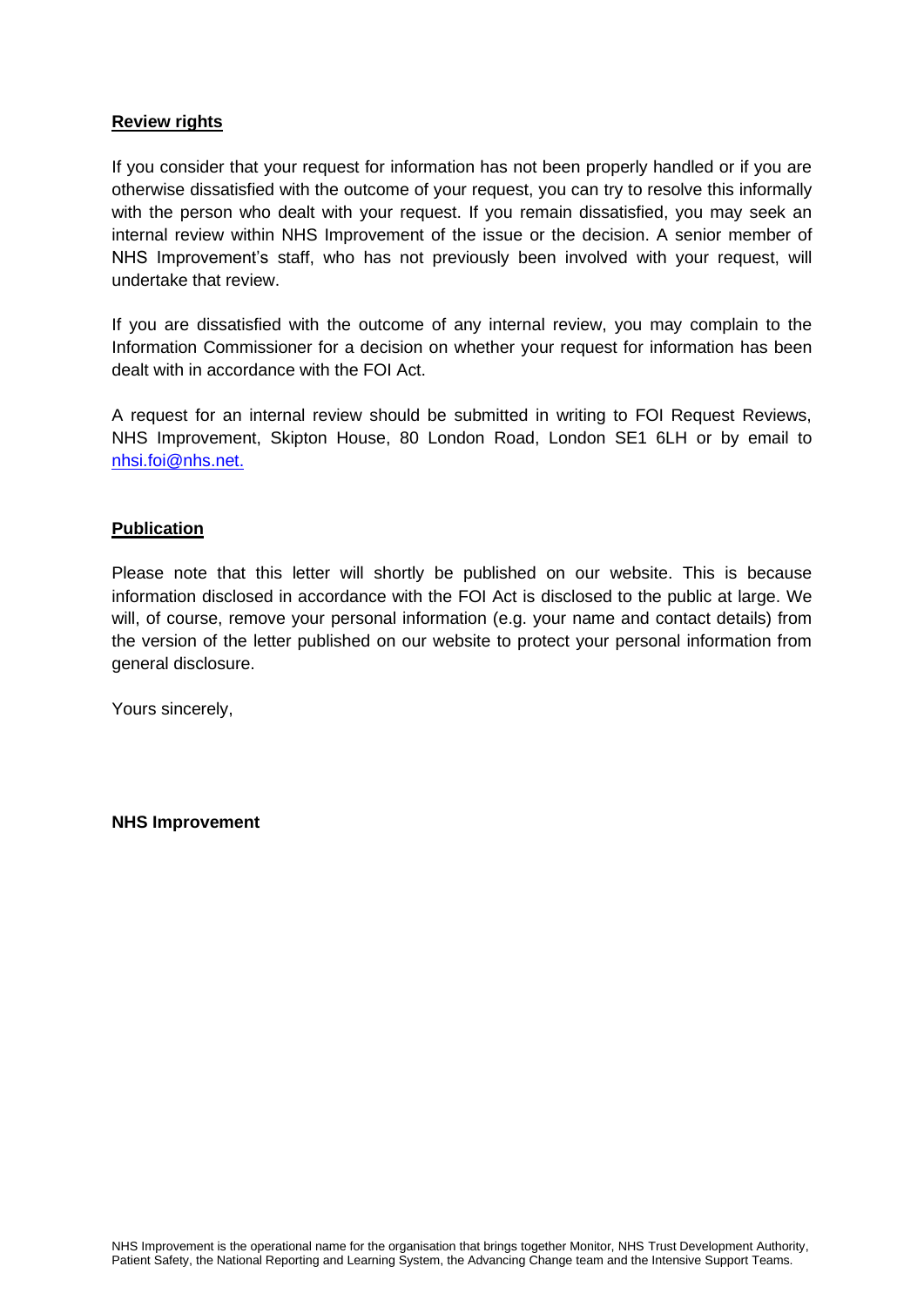**Review rights**

If you consider that your request for information has not been properly handled or if you are otherwise dissatisfied with the outcome of your request, you can try to resolve this informally with the person who dealt with your request. If you remain dissatisfied, you may seek an internal review within NHS Improvement of the issue or the decision. A senior member of NHS Improvement's staff, who has not previously been involved with your request, will undertake that review.

If you are dissatisfied with the outcome of any internal review, you may complain to the Information Commissioner for a decision on whether your request for information has been dealt with in accordance with the FOI Act.

A request for an internal review should be submitted in writing to FOI Request Reviews, NHS Improvement, Skipton House, 80 London Road, London SE1 6LH or by email to nhsi.foi@nhs.net.

**Publication**

Please note that this letter will shortly be published on our website. This is because information disclosed in accordance with the FOI Act is disclosed to the public at large. We will, of course, remove your personal information (e.g. your name and contact details) from the version of the letter published on our website to protect your personal information from general disclosure.

Yours sincerely,

**NHS Improvement**

NHS Improvement is the operational name for the organisation that brings together Monitor, NHS Trust Development Authority, Patient Safety, the National Reporting and Learning System, the Advancing Change team and the Intensive Support Teams.